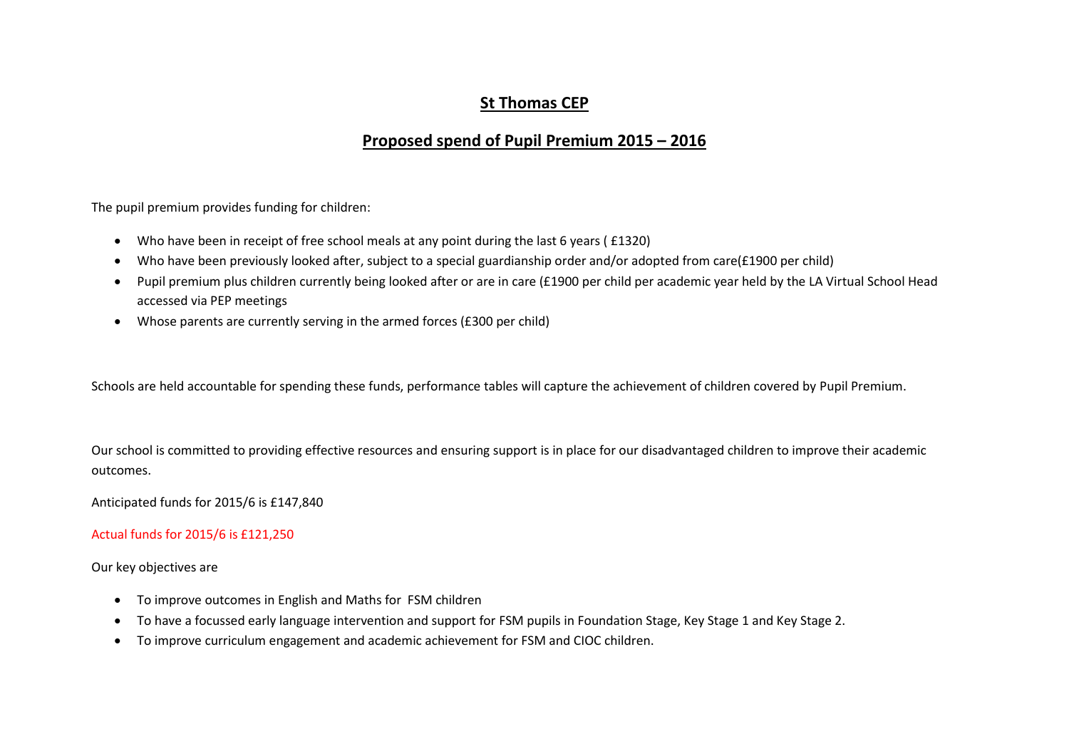# **St Thomas CEP**

## **Proposed spend of Pupil Premium 2015 – 2016**

The pupil premium provides funding for children:

- Who have been in receipt of free school meals at any point during the last 6 years ( £1320)
- Who have been previously looked after, subject to a special guardianship order and/or adopted from care(£1900 per child)
- Pupil premium plus children currently being looked after or are in care (£1900 per child per academic year held by the LA Virtual School Head accessed via PEP meetings
- Whose parents are currently serving in the armed forces (£300 per child)

Schools are held accountable for spending these funds, performance tables will capture the achievement of children covered by Pupil Premium.

Our school is committed to providing effective resources and ensuring support is in place for our disadvantaged children to improve their academic outcomes.

Anticipated funds for 2015/6 is £147,840

Actual funds for 2015/6 is £121,250

Our key objectives are

- To improve outcomes in English and Maths for FSM children
- To have a focussed early language intervention and support for FSM pupils in Foundation Stage, Key Stage 1 and Key Stage 2.
- To improve curriculum engagement and academic achievement for FSM and CIOC children.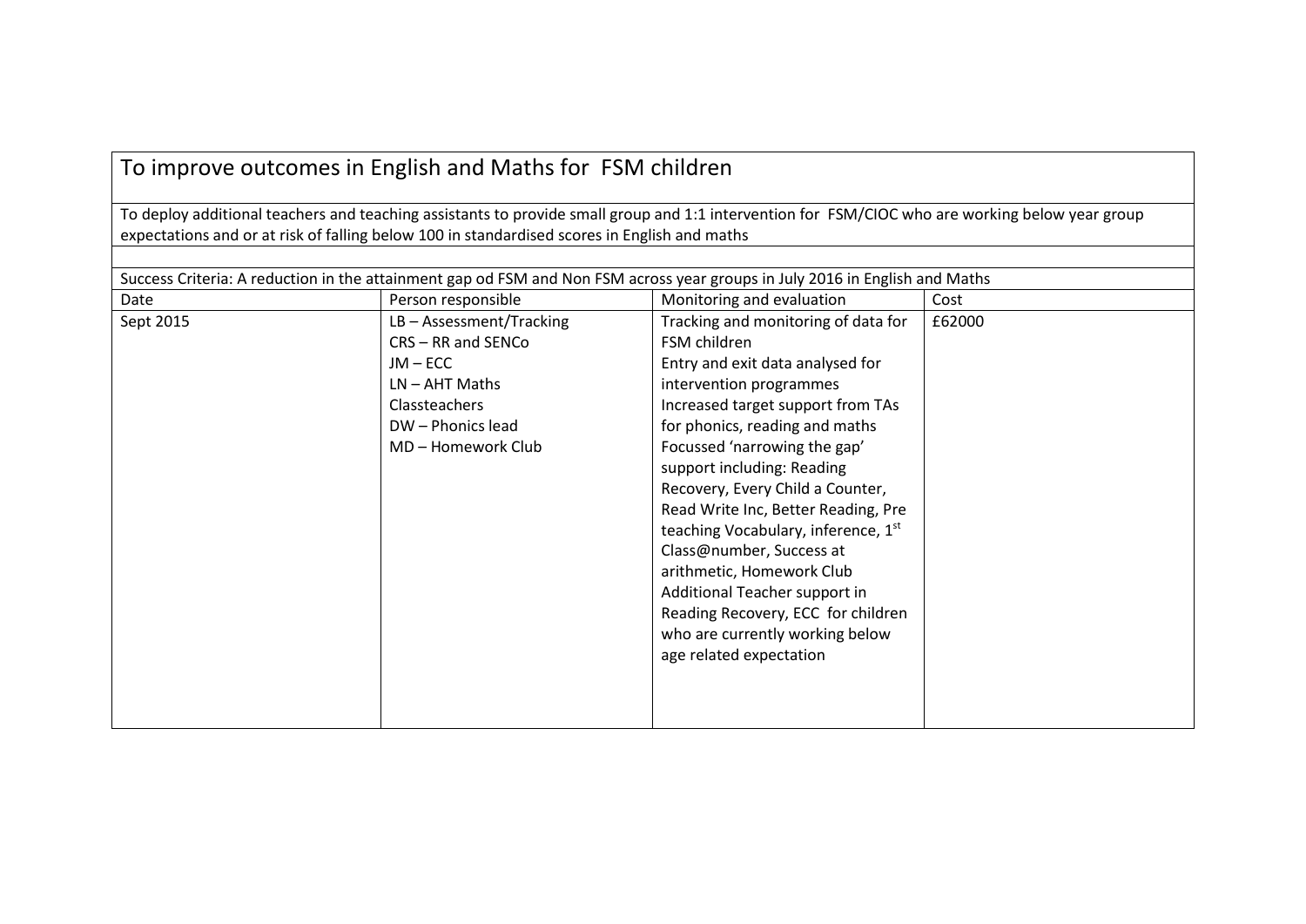| To improve outcomes in English and Maths for FSM children | | | |
|---|---|---|---|
| To deploy additional teachers and teaching assistants to provide small group and 1:1 intervention for FSM/CIOC who are working below year group expectations and or at risk of falling below 100 in standardised scores in English and maths | | | |
| | | | |
| Success Criteria: A reduction in the attainment gap od FSM and Non FSM across year groups in July 2016 in English and Maths | | | |
| Date | Person responsible | Monitoring and evaluation | Cost |
| Sept 2015 | LB – Assessment/Tracking<br>CRS – RR and SENCo<br>JM – ECC<br>LN – AHT Maths<br>Classteachers<br>DW – Phonics lead<br>MD – Homework Club | Tracking and monitoring of data for FSM children<br>Entry and exit data analysed for intervention programmes<br>Increased target support from TAs for phonics, reading and maths<br>Focussed 'narrowing the gap' support including: Reading Recovery, Every Child a Counter, Read Write Inc, Better Reading, Pre teaching Vocabulary, inference, 1st Class@number, Success at arithmetic, Homework Club<br>Additional Teacher support in Reading Recovery, ECC for children who are currently working below age related expectation | £62000 |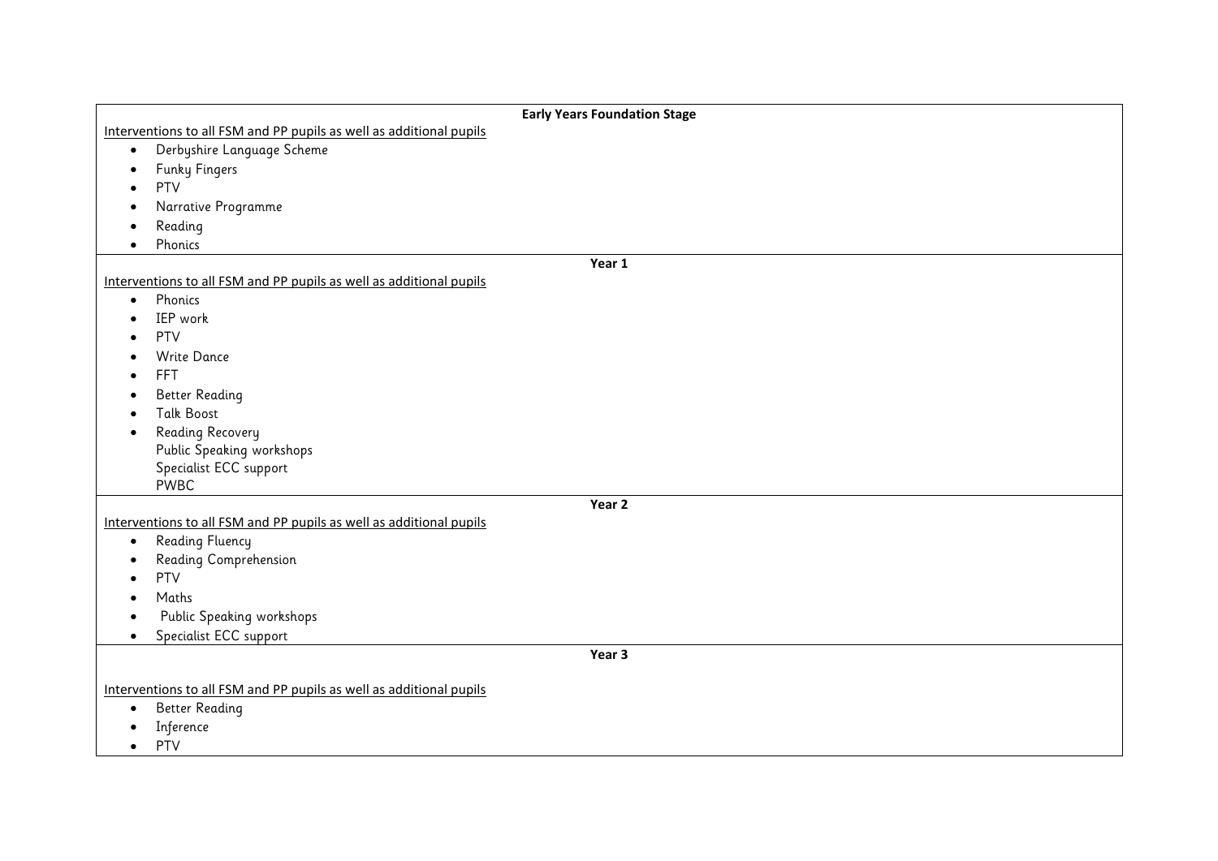**Early Years Foundation Stage**

Interventions to all FSM and PP pupils as well as additional pupils

- Derbyshire Language Scheme
- Funky Fingers
- PTV
- Narrative Programme
- Reading
- Phonics

**Year 1**

Interventions to all FSM and PP pupils as well as additional pupils

- Phonics
- IEP work
- PTV
- Write Dance
- FFT
- Better Reading
- Talk Boost
- Reading Recovery
  Public Speaking workshops
  Specialist ECC support
  PWBC

**Year 2**

Interventions to all FSM and PP pupils as well as additional pupils

- Reading Fluency
- Reading Comprehension
- PTV
- Maths
- Public Speaking workshops
- Specialist ECC support

**Year 3**

Interventions to all FSM and PP pupils as well as additional pupils

- Better Reading
- Inference
- PTV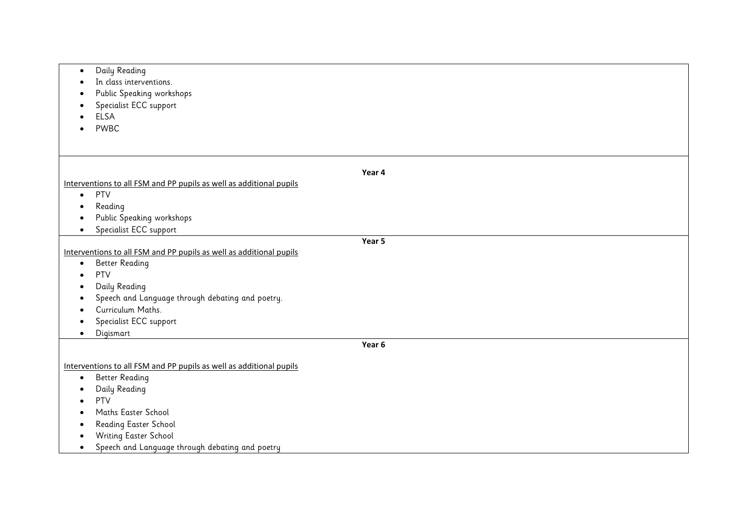- Daily Reading
- In class interventions.
- Public Speaking workshops
- Specialist ECC support
- ELSA
- PWBC

**Year 4**

Interventions to all FSM and PP pupils as well as additional pupils

- PTV
- Reading
- Public Speaking workshops
- Specialist ECC support

**Year 5**

Interventions to all FSM and PP pupils as well as additional pupils

- Better Reading
- PTV
- Daily Reading
- Speech and Language through debating and poetry.
- Curriculum Maths.
- Specialist ECC support
- Digismart

**Year 6**

Interventions to all FSM and PP pupils as well as additional pupils

- Better Reading
- Daily Reading
- PTV
- Maths Easter School
- Reading Easter School
- Writing Easter School
- Speech and Language through debating and poetry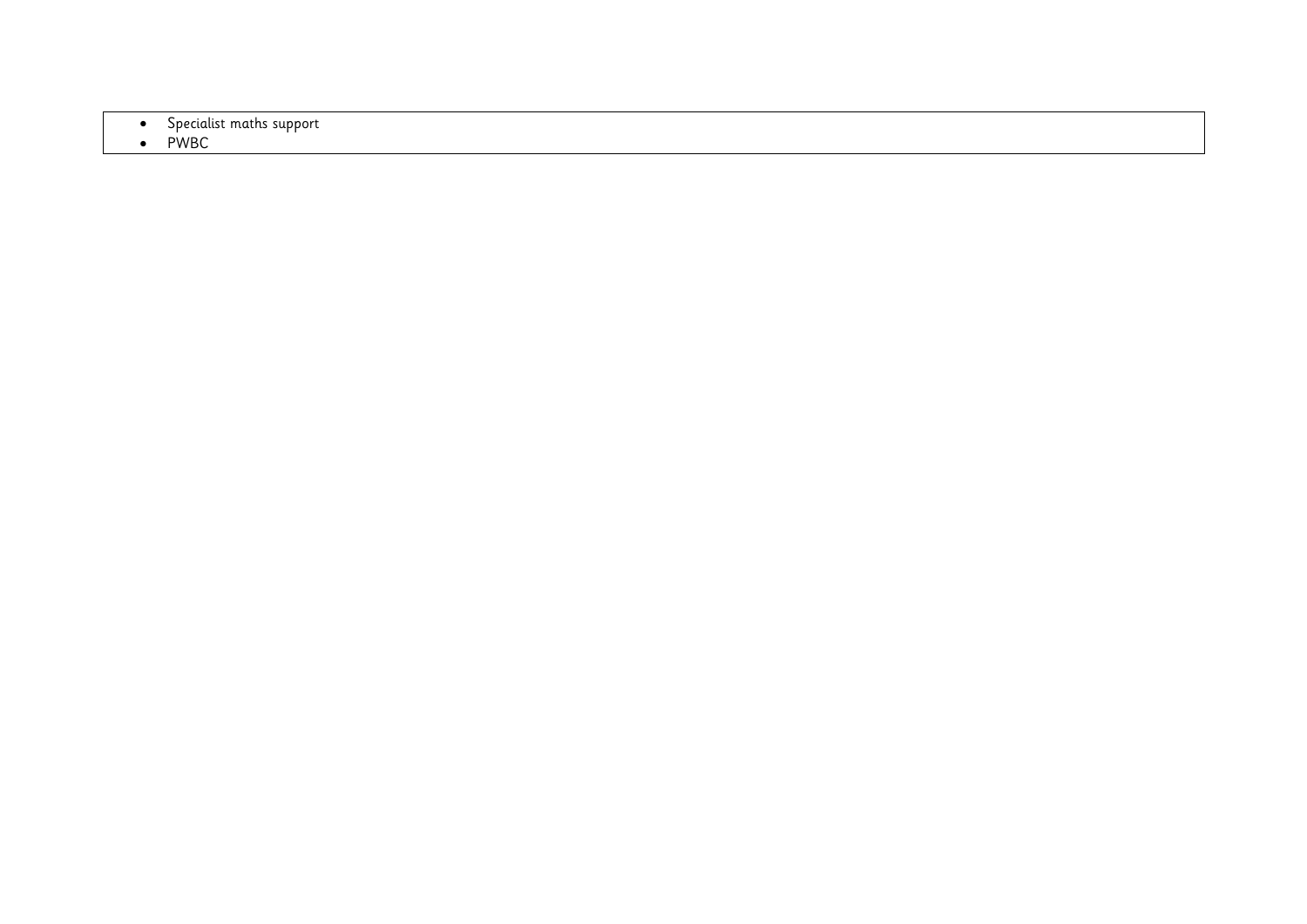- Specialist maths support
- PWBC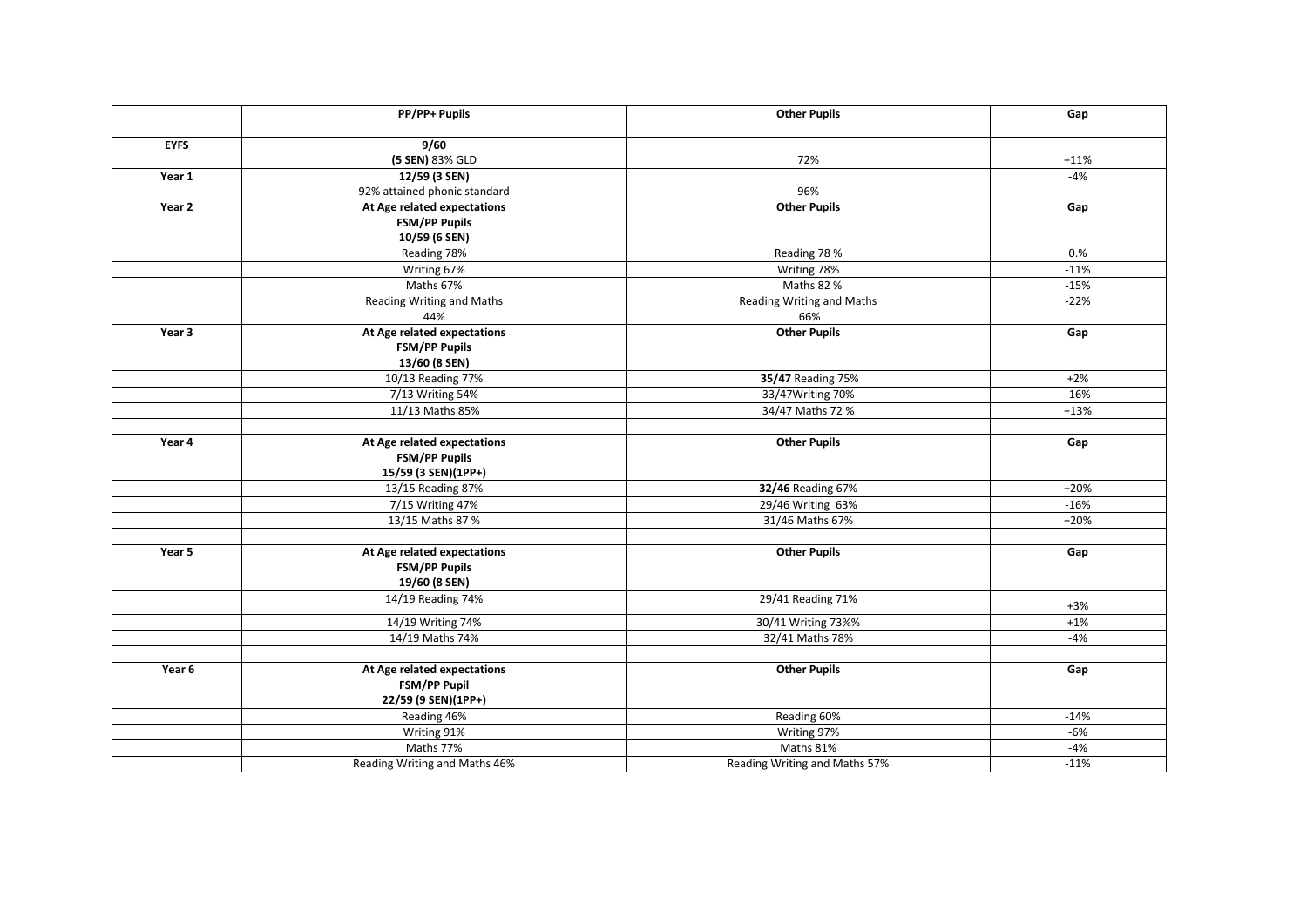| | PP/PP+ Pupils | Other Pupils | Gap |
|---|---|---|---|
| **EYFS** | **9/60** **(5 SEN)** 83% GLD | 72% | +11% |
| **Year 1** | **12/59 (3 SEN)** 92% attained phonic standard | 96% | -4% |
| **Year 2** | **At Age related expectations FSM/PP Pupils 10/59 (6 SEN)** | **Other Pupils** | **Gap** |
| | Reading 78% | Reading 78 % | 0.% |
| | Writing 67% | Writing 78% | -11% |
| | Maths 67% | Maths 82 % | -15% |
| | Reading Writing and Maths 44% | Reading Writing and Maths 66% | -22% |
| **Year 3** | **At Age related expectations FSM/PP Pupils 13/60 (8 SEN)** | **Other Pupils** | **Gap** |
| | 10/13 Reading 77% | **35/47** Reading 75% | +2% |
| | 7/13 Writing 54% | 33/47Writing 70% | -16% |
| | 11/13 Maths 85% | 34/47 Maths 72 % | +13% |
| | | | |
| **Year 4** | **At Age related expectations FSM/PP Pupils 15/59 (3 SEN)(1PP+)** | **Other Pupils** | **Gap** |
| | 13/15 Reading 87% | **32/46** Reading 67% | +20% |
| | 7/15 Writing 47% | 29/46 Writing 63% | -16% |
| | 13/15 Maths 87 % | 31/46 Maths 67% | +20% |
| | | | |
| **Year 5** | **At Age related expectations FSM/PP Pupils 19/60 (8 SEN)** | **Other Pupils** | **Gap** |
| | 14/19 Reading 74% | 29/41 Reading 71% | +3% |
| | 14/19 Writing 74% | 30/41 Writing 73%% | +1% |
| | 14/19 Maths 74% | 32/41 Maths 78% | -4% |
| | | | |
| **Year 6** | **At Age related expectations FSM/PP Pupil 22/59 (9 SEN)(1PP+)** | **Other Pupils** | **Gap** |
| | Reading 46% | Reading 60% | -14% |
| | Writing 91% | Writing 97% | -6% |
| | Maths 77% | Maths 81% | -4% |
| | Reading Writing and Maths 46% | Reading Writing and Maths 57% | -11% |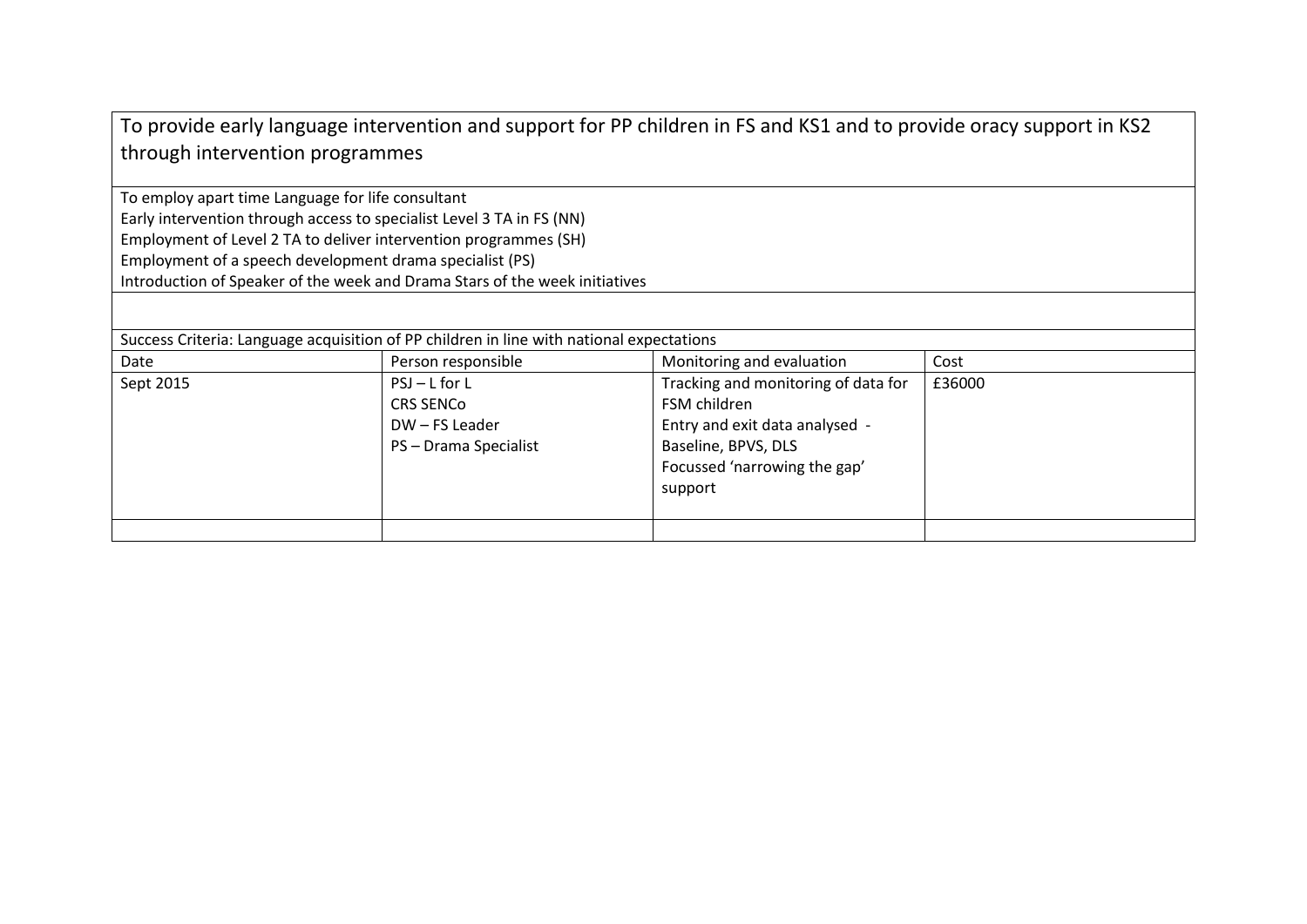| To provide early language intervention and support for PP children in FS and KS1 and to provide oracy support in KS2 through intervention programmes | | | |
|---|---|---|---|
| To employ apart time Language for life consultant<br>Early intervention through access to specialist Level 3 TA in FS (NN)<br>Employment of Level 2 TA to deliver intervention programmes (SH)<br>Employment of a speech development drama specialist (PS)<br>Introduction of Speaker of the week and Drama Stars of the week initiatives | | | |
| | | | |
| Success Criteria: Language acquisition of PP children in line with national expectations | | | |
| Date | Person responsible | Monitoring and evaluation | Cost |
| Sept 2015 | PSJ – L for L<br>CRS SENCo<br>DW – FS Leader<br>PS – Drama Specialist | Tracking and monitoring of data for FSM children<br>Entry and exit data analysed - Baseline, BPVS, DLS<br>Focussed 'narrowing the gap' support | £36000 |
| | | | |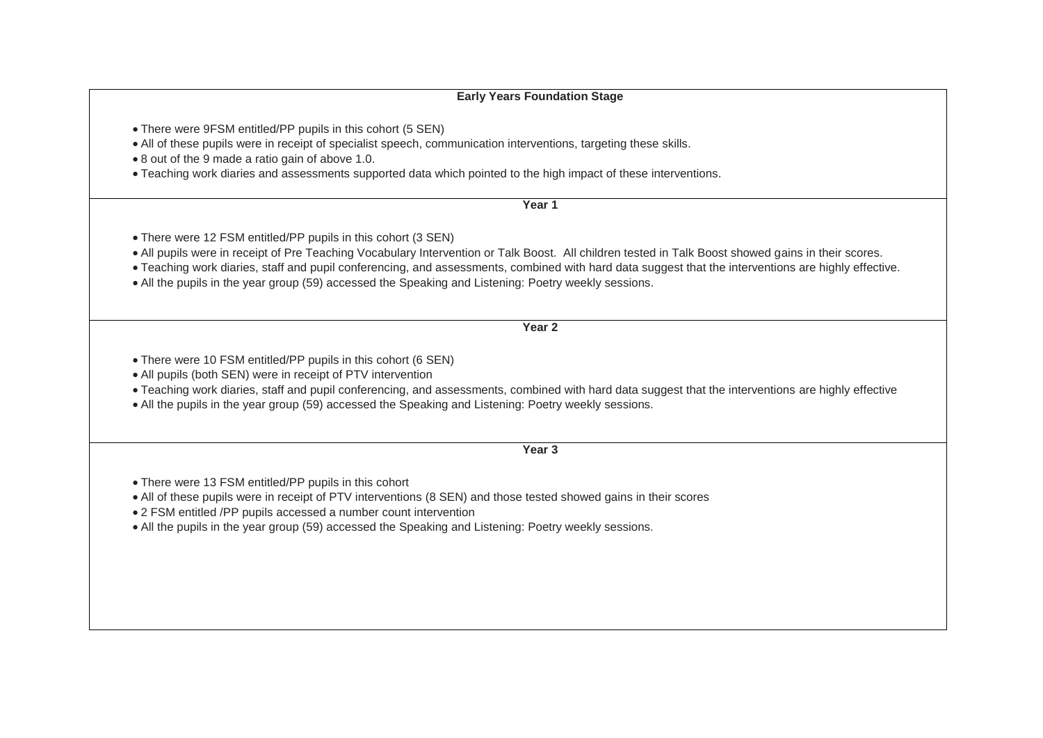**Early Years Foundation Stage**

- There were 9FSM entitled/PP pupils in this cohort (5 SEN)
- All of these pupils were in receipt of specialist speech, communication interventions, targeting these skills.
- 8 out of the 9 made a ratio gain of above 1.0.
- Teaching work diaries and assessments supported data which pointed to the high impact of these interventions.

**Year 1**

- There were 12 FSM entitled/PP pupils in this cohort (3 SEN)
- All pupils were in receipt of Pre Teaching Vocabulary Intervention or Talk Boost. All children tested in Talk Boost showed gains in their scores.
- Teaching work diaries, staff and pupil conferencing, and assessments, combined with hard data suggest that the interventions are highly effective.
- All the pupils in the year group (59) accessed the Speaking and Listening: Poetry weekly sessions.

**Year 2**

- There were 10 FSM entitled/PP pupils in this cohort (6 SEN)
- All pupils (both SEN) were in receipt of PTV intervention
- Teaching work diaries, staff and pupil conferencing, and assessments, combined with hard data suggest that the interventions are highly effective
- All the pupils in the year group (59) accessed the Speaking and Listening: Poetry weekly sessions.

**Year 3**

- There were 13 FSM entitled/PP pupils in this cohort
- All of these pupils were in receipt of PTV interventions (8 SEN) and those tested showed gains in their scores
- 2 FSM entitled /PP pupils accessed a number count intervention
- All the pupils in the year group (59) accessed the Speaking and Listening: Poetry weekly sessions.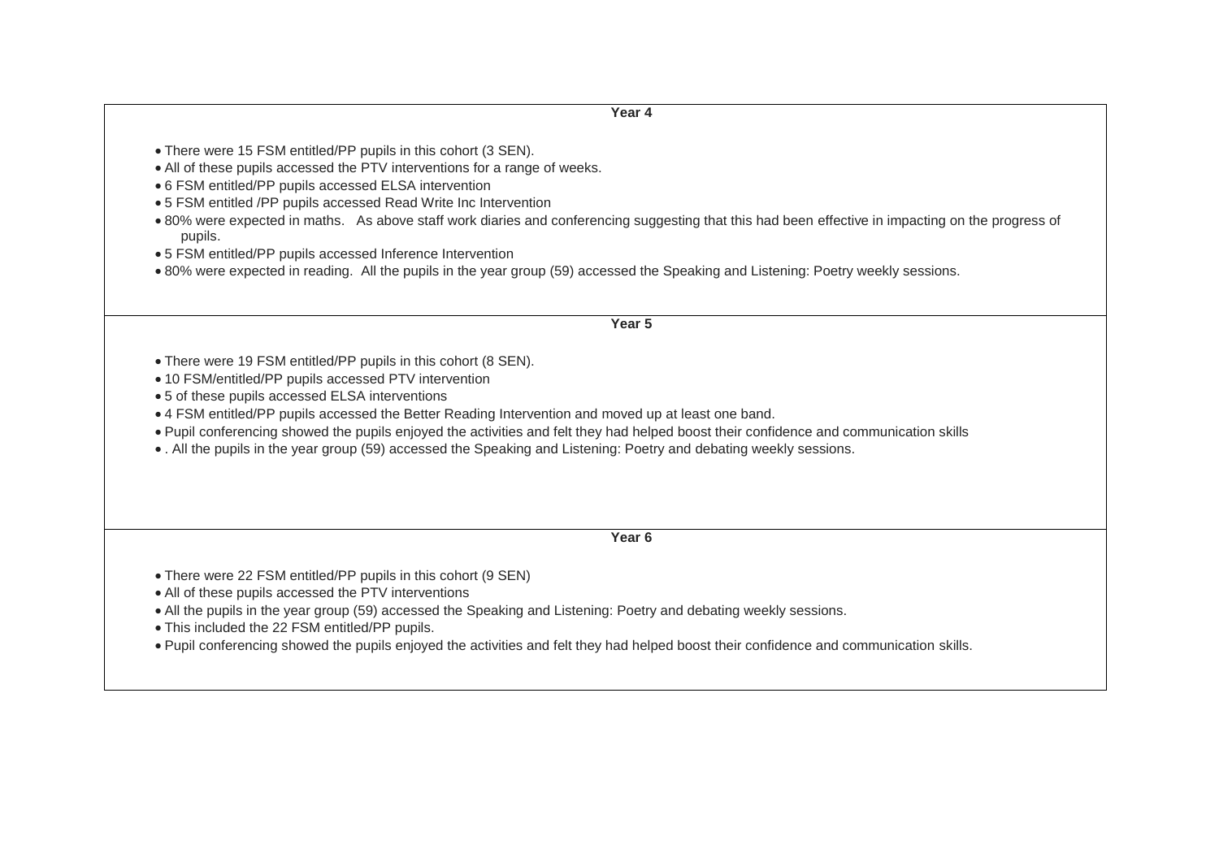**Year 4**

- There were 15 FSM entitled/PP pupils in this cohort (3 SEN).
- All of these pupils accessed the PTV interventions for a range of weeks.
- 6 FSM entitled/PP pupils accessed ELSA intervention
- 5 FSM entitled /PP pupils accessed Read Write Inc Intervention
- 80% were expected in maths. As above staff work diaries and conferencing suggesting that this had been effective in impacting on the progress of pupils.
- 5 FSM entitled/PP pupils accessed Inference Intervention
- 80% were expected in reading. All the pupils in the year group (59) accessed the Speaking and Listening: Poetry weekly sessions.

**Year 5**

- There were 19 FSM entitled/PP pupils in this cohort (8 SEN).
- 10 FSM/entitled/PP pupils accessed PTV intervention
- 5 of these pupils accessed ELSA interventions
- 4 FSM entitled/PP pupils accessed the Better Reading Intervention and moved up at least one band.
- Pupil conferencing showed the pupils enjoyed the activities and felt they had helped boost their confidence and communication skills
- . All the pupils in the year group (59) accessed the Speaking and Listening: Poetry and debating weekly sessions.

**Year 6**

- There were 22 FSM entitled/PP pupils in this cohort (9 SEN)
- All of these pupils accessed the PTV interventions
- All the pupils in the year group (59) accessed the Speaking and Listening: Poetry and debating weekly sessions.
- This included the 22 FSM entitled/PP pupils.
- Pupil conferencing showed the pupils enjoyed the activities and felt they had helped boost their confidence and communication skills.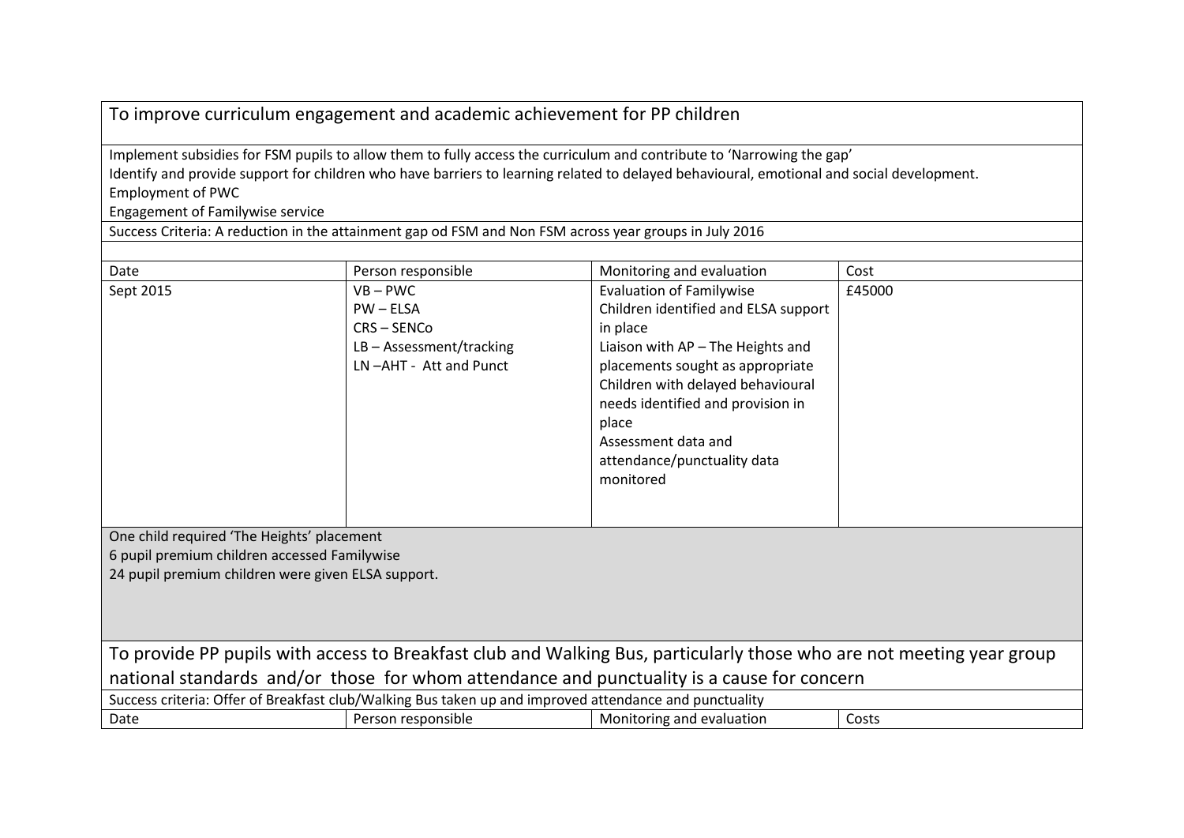## To improve curriculum engagement and academic achievement for PP children

Implement subsidies for FSM pupils to allow them to fully access the curriculum and contribute to 'Narrowing the gap'
Identify and provide support for children who have barriers to learning related to delayed behavioural, emotional and social development.
Employment of PWC
Engagement of Familywise service

Success Criteria: A reduction in the attainment gap od FSM and Non FSM across year groups in July 2016

| Date | Person responsible | Monitoring and evaluation | Cost |
|---|---|---|---|
| Sept 2015 | VB – PWC<br>PW – ELSA<br>CRS – SENCo<br>LB – Assessment/tracking<br>LN –AHT - Att and Punct | Evaluation of Familywise<br>Children identified and ELSA support in place<br>Liaison with AP – The Heights and placements sought as appropriate<br>Children with delayed behavioural needs identified and provision in place<br>Assessment data and attendance/punctuality data monitored | £45000 |

One child required 'The Heights' placement
6 pupil premium children accessed Familywise
24 pupil premium children were given ELSA support.

## To provide PP pupils with access to Breakfast club and Walking Bus, particularly those who are not meeting year group national standards and/or those for whom attendance and punctuality is a cause for concern

Success criteria: Offer of Breakfast club/Walking Bus taken up and improved attendance and punctuality

| Date | Person responsible | Monitoring and evaluation | Costs |
|---|---|---|---|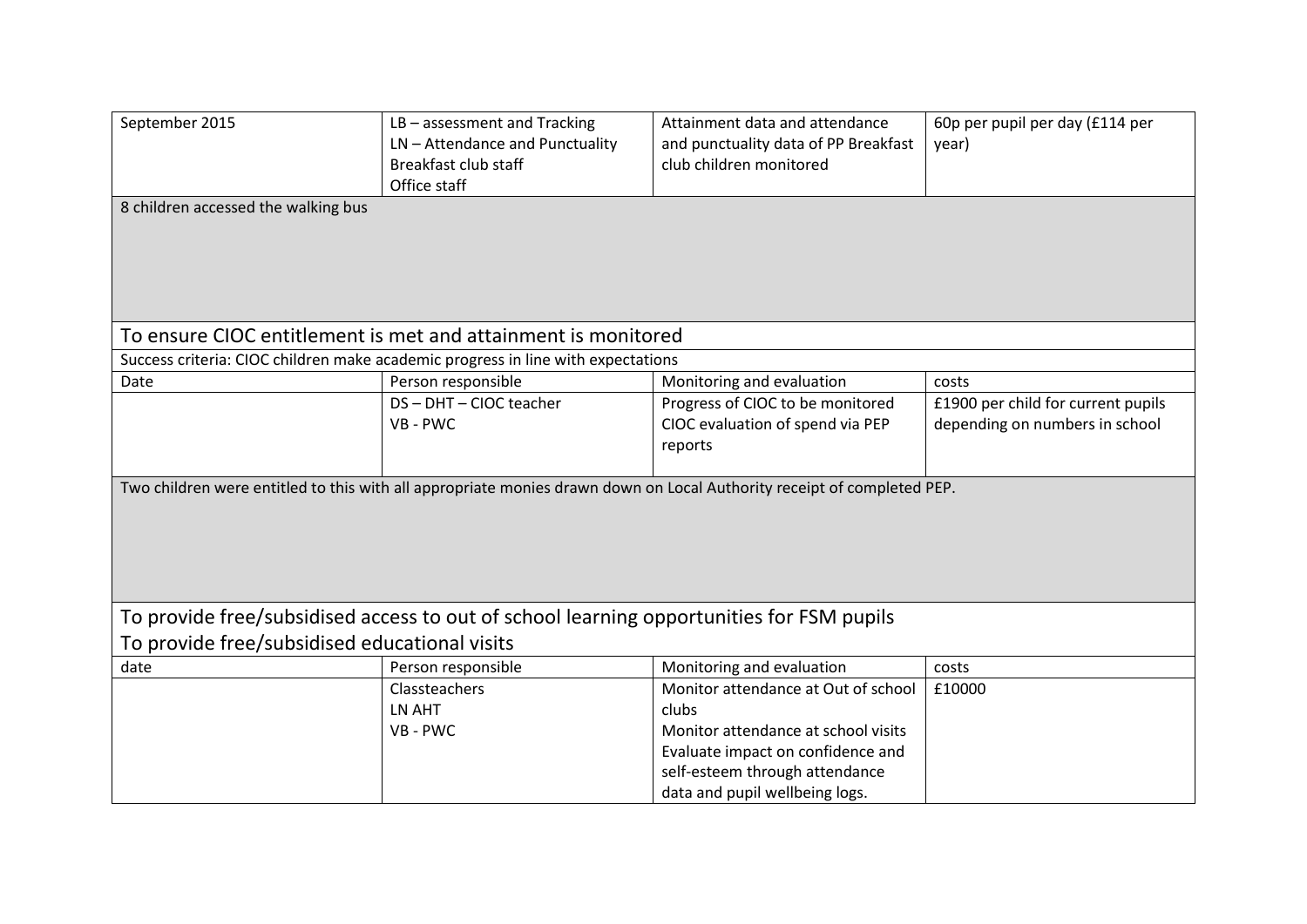| September 2015 | LB – assessment and Tracking<br>LN – Attendance and Punctuality<br>Breakfast club staff<br>Office staff | Attainment data and attendance and punctuality data of PP Breakfast club children monitored | 60p per pupil per day (£114 per year) |
|---|---|---|---|

8 children accessed the walking bus

## To ensure CIOC entitlement is met and attainment is monitored

Success criteria: CIOC children make academic progress in line with expectations

| Date | Person responsible | Monitoring and evaluation | costs |
|---|---|---|---|
| | DS – DHT – CIOC teacher<br>VB - PWC | Progress of CIOC to be monitored<br>CIOC evaluation of spend via PEP reports | £1900 per child for current pupils depending on numbers in school |

Two children were entitled to this with all appropriate monies drawn down on Local Authority receipt of completed PEP.

## To provide free/subsidised access to out of school learning opportunities for FSM pupils
## To provide free/subsidised educational visits

| date | Person responsible | Monitoring and evaluation | costs |
|---|---|---|---|
| | Classteachers<br>LN AHT<br>VB - PWC | Monitor attendance at Out of school clubs<br>Monitor attendance at school visits<br>Evaluate impact on confidence and self-esteem through attendance data and pupil wellbeing logs. | £10000 |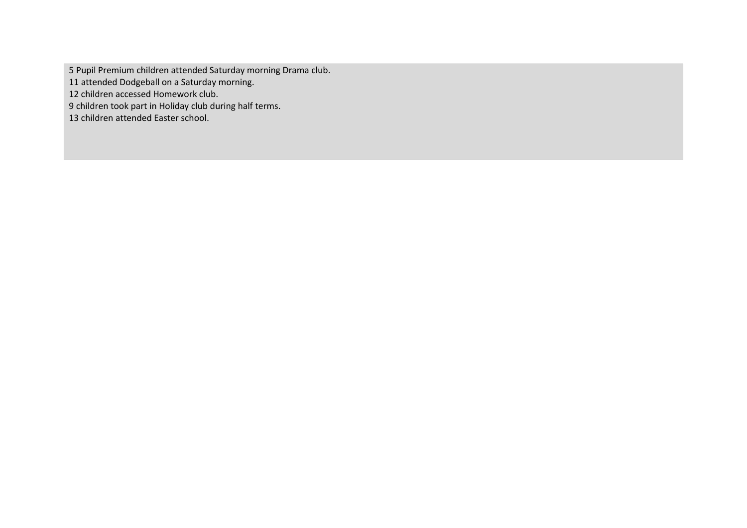5 Pupil Premium children attended Saturday morning Drama club.
11 attended Dodgeball on a Saturday morning.
12 children accessed Homework club.
9 children took part in Holiday club during half terms.
13 children attended Easter school.